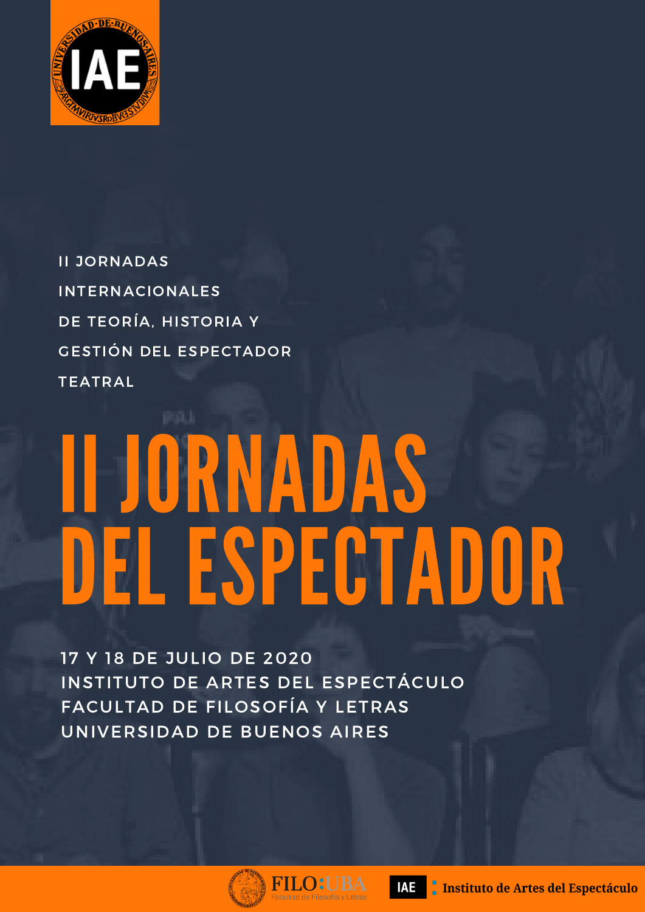II JORNADAS INTERNACIONALES DE TEORÍA, HISTORIA Y GESTIÓN DEL ESPECTADOR TEATRAL

# II JORNADAS DEL ESPECTADOR

17 Y 18 DE JULIO DE 2020
INSTITUTO DE ARTES DEL ESPECTÁCULO
FACULTAD DE FILOSOFÍA Y LETRAS
UNIVERSIDAD DE BUENOS AIRES

FILO:UBA Facultad de Filosofía y Letras

IAE : Instituto de Artes del Espectáculo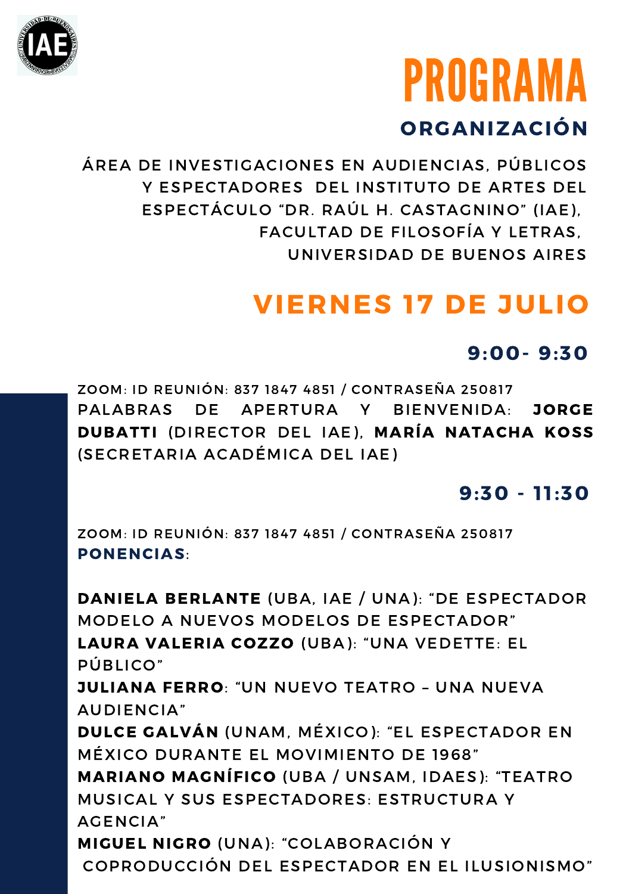# PROGRAMA

## ORGANIZACIÓN

ÁREA DE INVESTIGACIONES EN AUDIENCIAS, PÚBLICOS Y ESPECTADORES DEL INSTITUTO DE ARTES DEL ESPECTÁCULO "DR. RAÚL H. CASTAGNINO" (IAE), FACULTAD DE FILOSOFÍA Y LETRAS, UNIVERSIDAD DE BUENOS AIRES

## VIERNES 17 DE JULIO

### 9:00- 9:30

ZOOM: ID REUNIÓN: 837 1847 4851 / CONTRASEÑA 250817

PALABRAS DE APERTURA Y BIENVENIDA: **JORGE DUBATTI** (DIRECTOR DEL IAE), **MARÍA NATACHA KOSS** (SECRETARIA ACADÉMICA DEL IAE)

### 9:30 - 11:30

ZOOM: ID REUNIÓN: 837 1847 4851 / CONTRASEÑA 250817

**PONENCIAS**:

**DANIELA BERLANTE** (UBA, IAE / UNA): "DE ESPECTADOR MODELO A NUEVOS MODELOS DE ESPECTADOR"

**LAURA VALERIA COZZO** (UBA): "UNA VEDETTE: EL PÚBLICO"

**JULIANA FERRO**: "UN NUEVO TEATRO – UNA NUEVA AUDIENCIA"

**DULCE GALVÁN** (UNAM, MÉXICO): "EL ESPECTADOR EN MÉXICO DURANTE EL MOVIMIENTO DE 1968"

**MARIANO MAGNÍFICO** (UBA / UNSAM, IDAES): "TEATRO MUSICAL Y SUS ESPECTADORES: ESTRUCTURA Y AGENCIA"

**MIGUEL NIGRO** (UNA): "COLABORACIÓN Y COPRODUCCIÓN DEL ESPECTADOR EN EL ILUSIONISMO"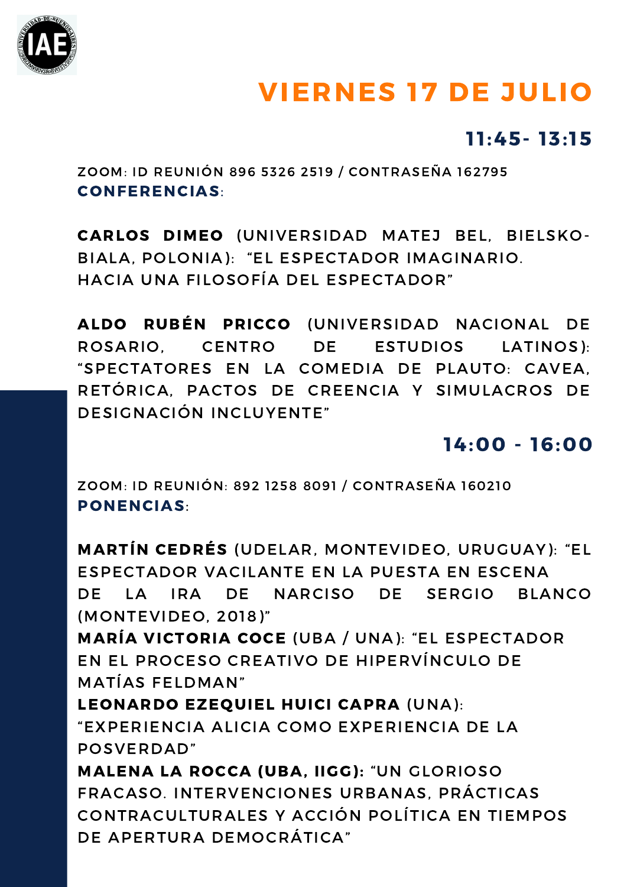# VIERNES 17 DE JULIO

## 11:45- 13:15

ZOOM: ID REUNIÓN 896 5326 2519 / CONTRASEÑA 162795

**CONFERENCIAS**:

**CARLOS DIMEO** (UNIVERSIDAD MATEJ BEL, BIELSKO-BIALA, POLONIA): "EL ESPECTADOR IMAGINARIO. HACIA UNA FILOSOFÍA DEL ESPECTADOR"

**ALDO RUBÉN PRICCO** (UNIVERSIDAD NACIONAL DE ROSARIO, CENTRO DE ESTUDIOS LATINOS): "SPECTATORES EN LA COMEDIA DE PLAUTO: CAVEA, RETÓRICA, PACTOS DE CREENCIA Y SIMULACROS DE DESIGNACIÓN INCLUYENTE"

## 14:00 - 16:00

ZOOM: ID REUNIÓN: 892 1258 8091 / CONTRASEÑA 160210

**PONENCIAS**:

**MARTÍN CEDRÉS** (UDELAR, MONTEVIDEO, URUGUAY): "EL ESPECTADOR VACILANTE EN LA PUESTA EN ESCENA DE LA IRA DE NARCISO DE SERGIO BLANCO (MONTEVIDEO, 2018)"

**MARÍA VICTORIA COCE** (UBA / UNA): "EL ESPECTADOR EN EL PROCESO CREATIVO DE HIPERVÍNCULO DE MATÍAS FELDMAN"

**LEONARDO EZEQUIEL HUICI CAPRA** (UNA): "EXPERIENCIA ALICIA COMO EXPERIENCIA DE LA POSVERDAD"

**MALENA LA ROCCA (UBA, IIGG):** "UN GLORIOSO FRACASO. INTERVENCIONES URBANAS, PRÁCTICAS CONTRACULTURALES Y ACCIÓN POLÍTICA EN TIEMPOS DE APERTURA DEMOCRÁTICA"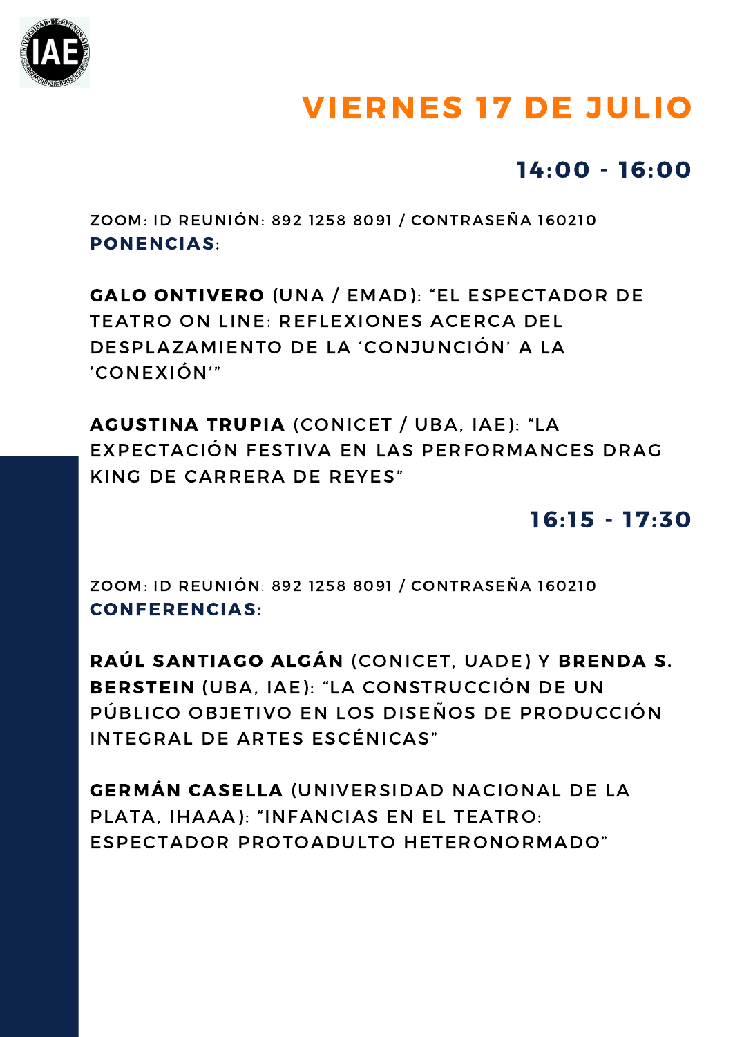# VIERNES 17 DE JULIO

## 14:00 - 16:00

ZOOM: ID REUNIÓN: 892 1258 8091 / CONTRASEÑA 160210
**PONENCIAS**:

**GALO ONTIVERO** (UNA / EMAD): "EL ESPECTADOR DE TEATRO ON LINE: REFLEXIONES ACERCA DEL DESPLAZAMIENTO DE LA 'CONJUNCIÓN' A LA 'CONEXIÓN'"

**AGUSTINA TRUPIA** (CONICET / UBA, IAE): "LA EXPECTACIÓN FESTIVA EN LAS PERFORMANCES DRAG KING DE CARRERA DE REYES"

## 16:15 - 17:30

ZOOM: ID REUNIÓN: 892 1258 8091 / CONTRASEÑA 160210
**CONFERENCIAS:**

**RAÚL SANTIAGO ALGÁN** (CONICET, UADE) Y **BRENDA S. BERSTEIN** (UBA, IAE): "LA CONSTRUCCIÓN DE UN PÚBLICO OBJETIVO EN LOS DISEÑOS DE PRODUCCIÓN INTEGRAL DE ARTES ESCÉNICAS"

**GERMÁN CASELLA** (UNIVERSIDAD NACIONAL DE LA PLATA, IHAAA): "INFANCIAS EN EL TEATRO: ESPECTADOR PROTOADULTO HETERONORMADO"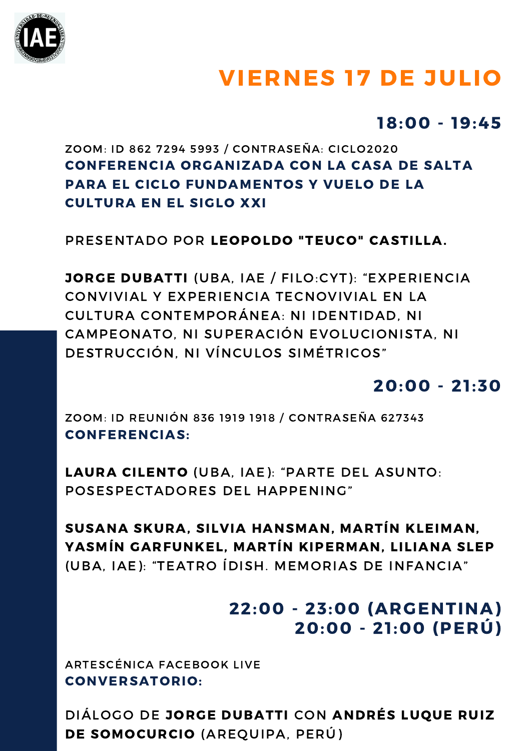# VIERNES 17 DE JULIO

## 18:00 - 19:45

ZOOM: ID 862 7294 5993 / CONTRASEÑA: CICLO2020

**CONFERENCIA ORGANIZADA CON LA CASA DE SALTA PARA EL CICLO FUNDAMENTOS Y VUELO DE LA CULTURA EN EL SIGLO XXI**

PRESENTADO POR **LEOPOLDO "TEUCO" CASTILLA.**

**JORGE DUBATTI** (UBA, IAE / FILO:CYT): "EXPERIENCIA CONVIVIAL Y EXPERIENCIA TECNOVIVIAL EN LA CULTURA CONTEMPORÁNEA: NI IDENTIDAD, NI CAMPEONATO, NI SUPERACIÓN EVOLUCIONISTA, NI DESTRUCCIÓN, NI VÍNCULOS SIMÉTRICOS"

## 20:00 - 21:30

ZOOM: ID REUNIÓN 836 1919 1918 / CONTRASEÑA 627343

**CONFERENCIAS:**

**LAURA CILENTO** (UBA, IAE): "PARTE DEL ASUNTO: POSESPECTADORES DEL HAPPENING"

**SUSANA SKURA, SILVIA HANSMAN, MARTÍN KLEIMAN, YASMÍN GARFUNKEL, MARTÍN KIPERMAN, LILIANA SLEP** (UBA, IAE): "TEATRO ÍDISH. MEMORIAS DE INFANCIA"

## 22:00 - 23:00 (ARGENTINA) 20:00 - 21:00 (PERÚ)

ARTESCÉNICA FACEBOOK LIVE

**CONVERSATORIO:**

DIÁLOGO DE **JORGE DUBATTI** CON **ANDRÉS LUQUE RUIZ DE SOMOCURCIO** (AREQUIPA, PERÚ)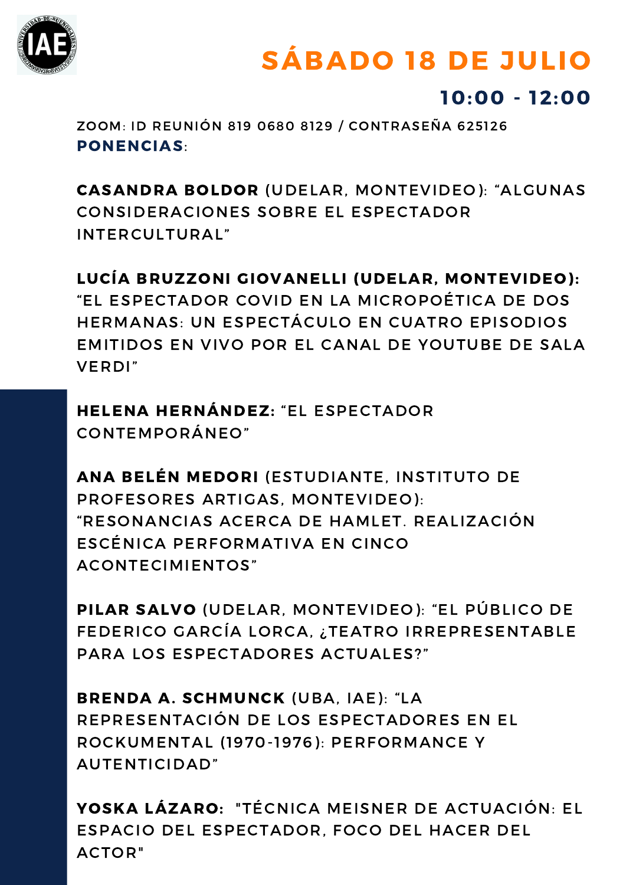# SÁBADO 18 DE JULIO

## 10:00 - 12:00

ZOOM: ID REUNIÓN 819 0680 8129 / CONTRASEÑA 625126

**PONENCIAS**:

**CASANDRA BOLDOR** (UDELAR, MONTEVIDEO): "ALGUNAS CONSIDERACIONES SOBRE EL ESPECTADOR INTERCULTURAL"

**LUCÍA BRUZZONI GIOVANELLI (UDELAR, MONTEVIDEO):** "EL ESPECTADOR COVID EN LA MICROPOÉTICA DE DOS HERMANAS: UN ESPECTÁCULO EN CUATRO EPISODIOS EMITIDOS EN VIVO POR EL CANAL DE YOUTUBE DE SALA VERDI"

**HELENA HERNÁNDEZ:** "EL ESPECTADOR CONTEMPORÁNEO"

**ANA BELÉN MEDORI** (ESTUDIANTE, INSTITUTO DE PROFESORES ARTIGAS, MONTEVIDEO): "RESONANCIAS ACERCA DE HAMLET. REALIZACIÓN ESCÉNICA PERFORMATIVA EN CINCO ACONTECIMIENTOS"

**PILAR SALVO** (UDELAR, MONTEVIDEO): "EL PÚBLICO DE FEDERICO GARCÍA LORCA, ¿TEATRO IRREPRESENTABLE PARA LOS ESPECTADORES ACTUALES?"

**BRENDA A. SCHMUNCK** (UBA, IAE): "LA REPRESENTACIÓN DE LOS ESPECTADORES EN EL ROCKUMENTAL (1970-1976): PERFORMANCE Y AUTENTICIDAD"

**YOSKA LÁZARO:** "TÉCNICA MEISNER DE ACTUACIÓN: EL ESPACIO DEL ESPECTADOR, FOCO DEL HACER DEL ACTOR"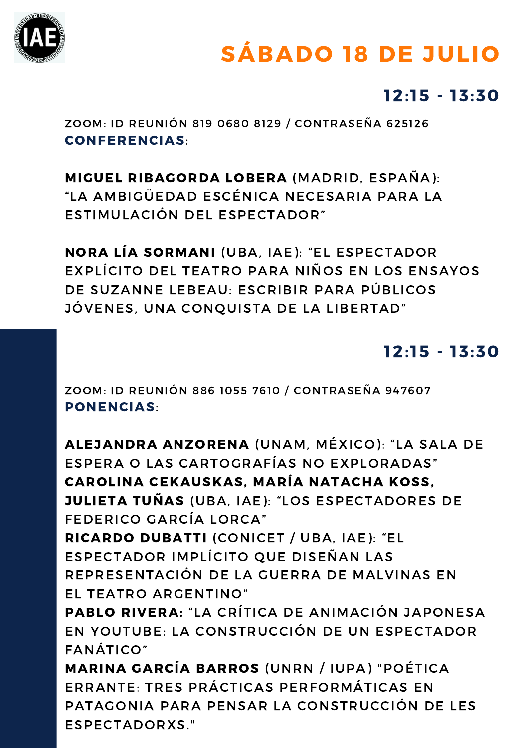# SÁBADO 18 DE JULIO

## 12:15 - 13:30

ZOOM: ID REUNIÓN 819 0680 8129 / CONTRASEÑA 625126

**CONFERENCIAS**:

**MIGUEL RIBAGORDA LOBERA** (MADRID, ESPAÑA): “LA AMBIGÜEDAD ESCÉNICA NECESARIA PARA LA ESTIMULACIÓN DEL ESPECTADOR”

**NORA LÍA SORMANI** (UBA, IAE): “EL ESPECTADOR EXPLÍCITO DEL TEATRO PARA NIÑOS EN LOS ENSAYOS DE SUZANNE LEBEAU: ESCRIBIR PARA PÚBLICOS JÓVENES, UNA CONQUISTA DE LA LIBERTAD”

## 12:15 - 13:30

ZOOM: ID REUNIÓN 886 1055 7610 / CONTRASEÑA 947607

**PONENCIAS**:

**ALEJANDRA ANZORENA** (UNAM, MÉXICO): “LA SALA DE ESPERA O LAS CARTOGRAFÍAS NO EXPLORADAS”

**CAROLINA CEKAUSKAS, MARÍA NATACHA KOSS, JULIETA TUÑAS** (UBA, IAE): “LOS ESPECTADORES DE FEDERICO GARCÍA LORCA”

**RICARDO DUBATTI** (CONICET / UBA, IAE): “EL ESPECTADOR IMPLÍCITO QUE DISEÑAN LAS REPRESENTACIÓN DE LA GUERRA DE MALVINAS EN EL TEATRO ARGENTINO”

**PABLO RIVERA:** “LA CRÍTICA DE ANIMACIÓN JAPONESA EN YOUTUBE: LA CONSTRUCCIÓN DE UN ESPECTADOR FANÁTICO”

**MARINA GARCÍA BARROS** (UNRN / IUPA) "POÉTICA ERRANTE: TRES PRÁCTICAS PERFORMÁTICAS EN PATAGONIA PARA PENSAR LA CONSTRUCCIÓN DE LES ESPECTADORXS."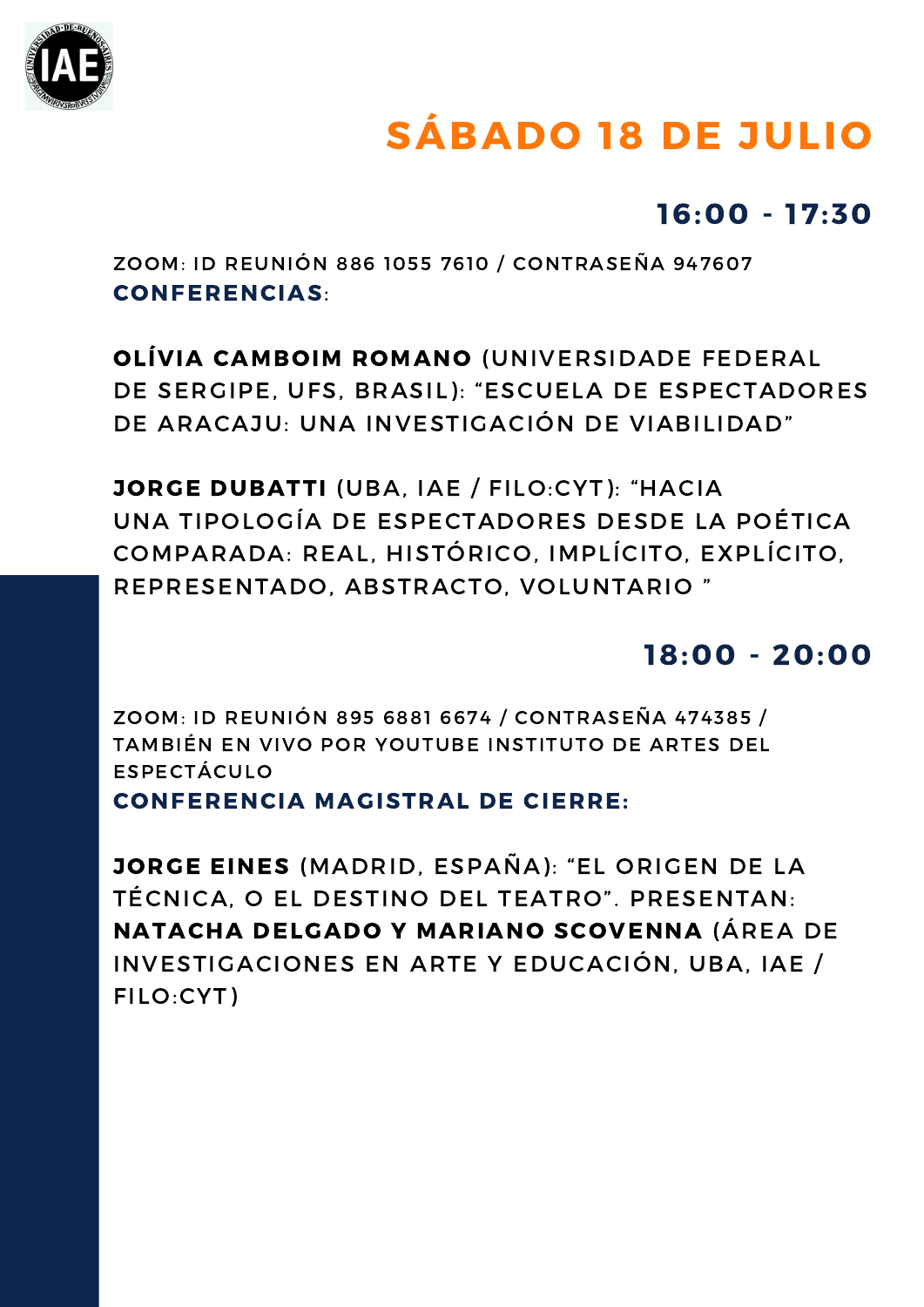# SÁBADO 18 DE JULIO

## 16:00 - 17:30

ZOOM: ID REUNIÓN 886 1055 7610 / CONTRASEÑA 947607

**CONFERENCIAS**:

**OLÍVIA CAMBOIM ROMANO** (UNIVERSIDADE FEDERAL DE SERGIPE, UFS, BRASIL): "ESCUELA DE ESPECTADORES DE ARACAJU: UNA INVESTIGACIÓN DE VIABILIDAD"

**JORGE DUBATTI** (UBA, IAE / FILO:CYT): "HACIA UNA TIPOLOGÍA DE ESPECTADORES DESDE LA POÉTICA COMPARADA: REAL, HISTÓRICO, IMPLÍCITO, EXPLÍCITO, REPRESENTADO, ABSTRACTO, VOLUNTARIO "

## 18:00 - 20:00

ZOOM: ID REUNIÓN 895 6881 6674 / CONTRASEÑA 474385 / TAMBIÉN EN VIVO POR YOUTUBE INSTITUTO DE ARTES DEL ESPECTÁCULO

**CONFERENCIA MAGISTRAL DE CIERRE:**

**JORGE EINES** (MADRID, ESPAÑA): "EL ORIGEN DE LA TÉCNICA, O EL DESTINO DEL TEATRO". PRESENTAN: **NATACHA DELGADO Y MARIANO SCOVENNA** (ÁREA DE INVESTIGACIONES EN ARTE Y EDUCACIÓN, UBA, IAE / FILO:CYT)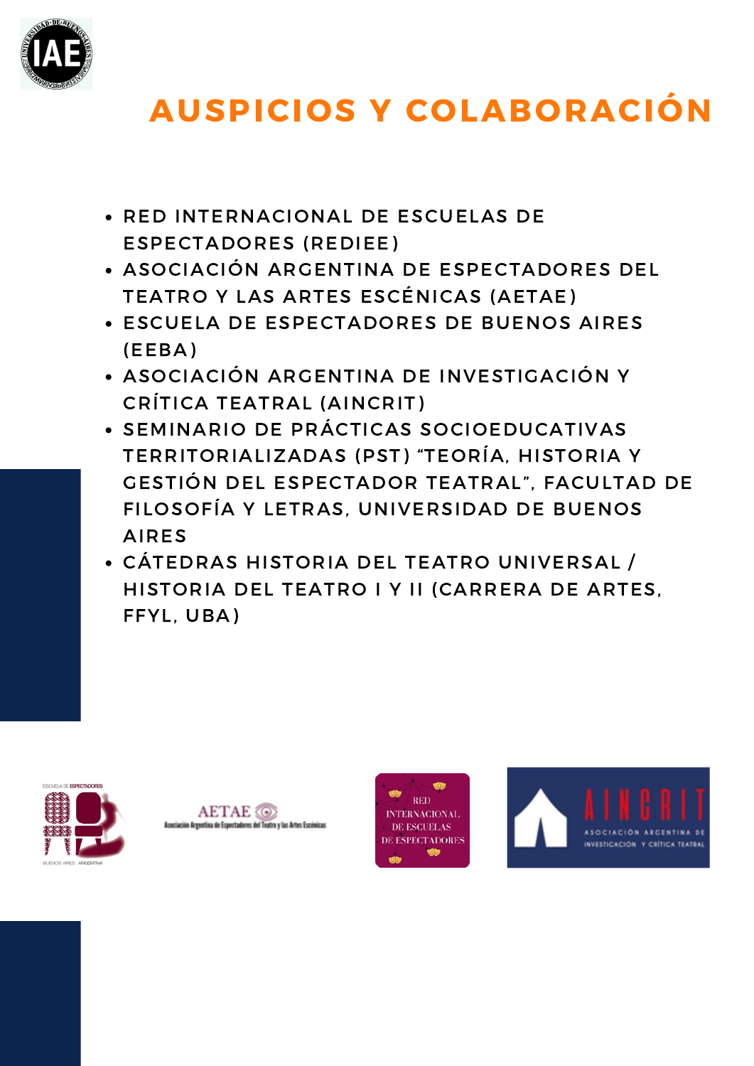## AUSPICIOS Y COLABORACIÓN

- RED INTERNACIONAL DE ESCUELAS DE ESPECTADORES (REDIEE)
- ASOCIACIÓN ARGENTINA DE ESPECTADORES DEL TEATRO Y LAS ARTES ESCÉNICAS (AETAE)
- ESCUELA DE ESPECTADORES DE BUENOS AIRES (EEBA)
- ASOCIACIÓN ARGENTINA DE INVESTIGACIÓN Y CRÍTICA TEATRAL (AINCRIT)
- SEMINARIO DE PRÁCTICAS SOCIOEDUCATIVAS TERRITORIALIZADAS (PST) "TEORÍA, HISTORIA Y GESTIÓN DEL ESPECTADOR TEATRAL", FACULTAD DE FILOSOFÍA Y LETRAS, UNIVERSIDAD DE BUENOS AIRES
- CÁTEDRAS HISTORIA DEL TEATRO UNIVERSAL / HISTORIA DEL TEATRO I Y II (CARRERA DE ARTES, FFYL, UBA)